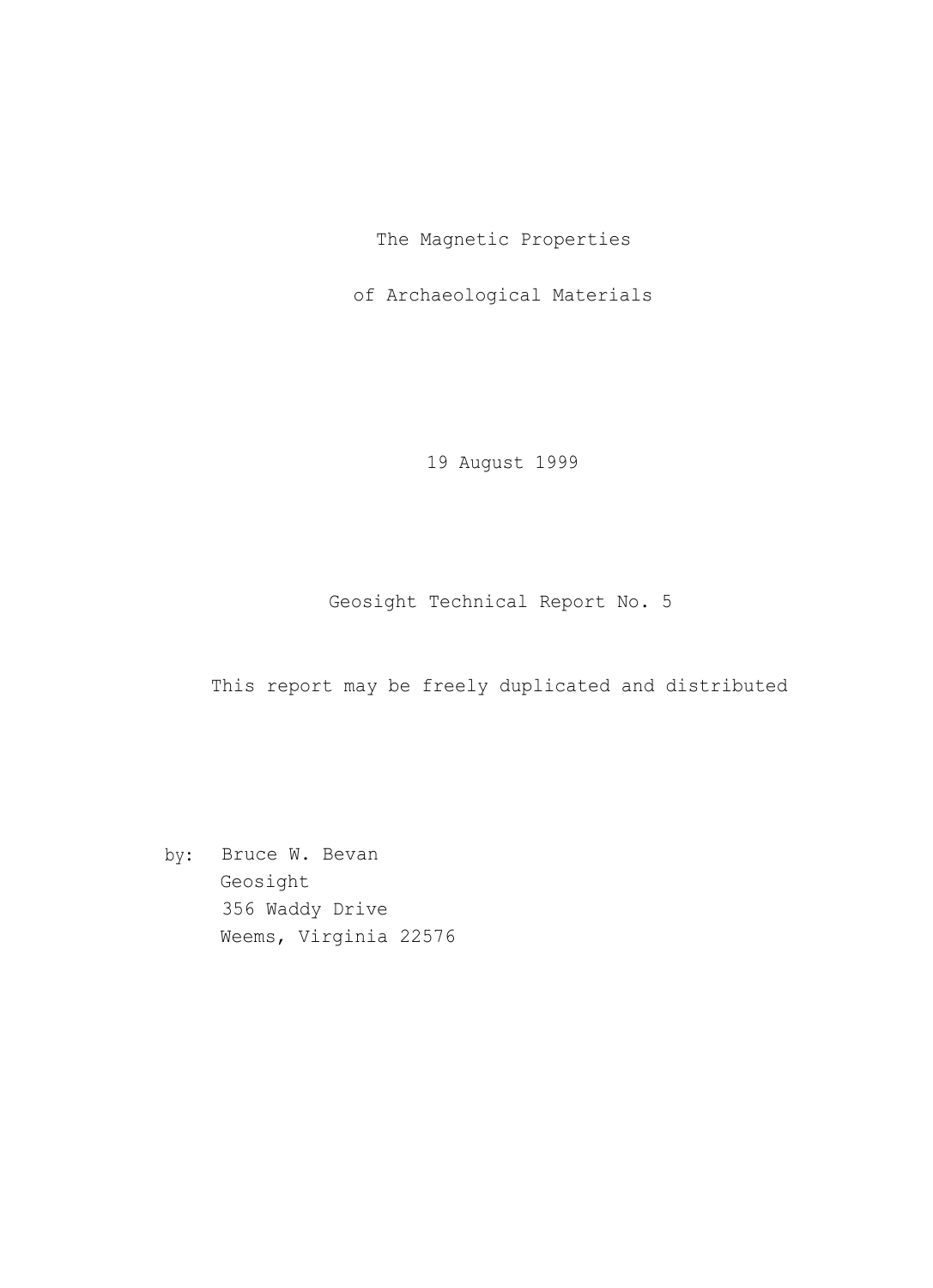# The Magnetic Properties

# of Archaeological Materials

19 August 1999

Geosight Technical Report No. 5

This report may be freely duplicated and distributed

by: Bruce W. Bevan
Geosight
356 Waddy Drive
Weems, Virginia 22576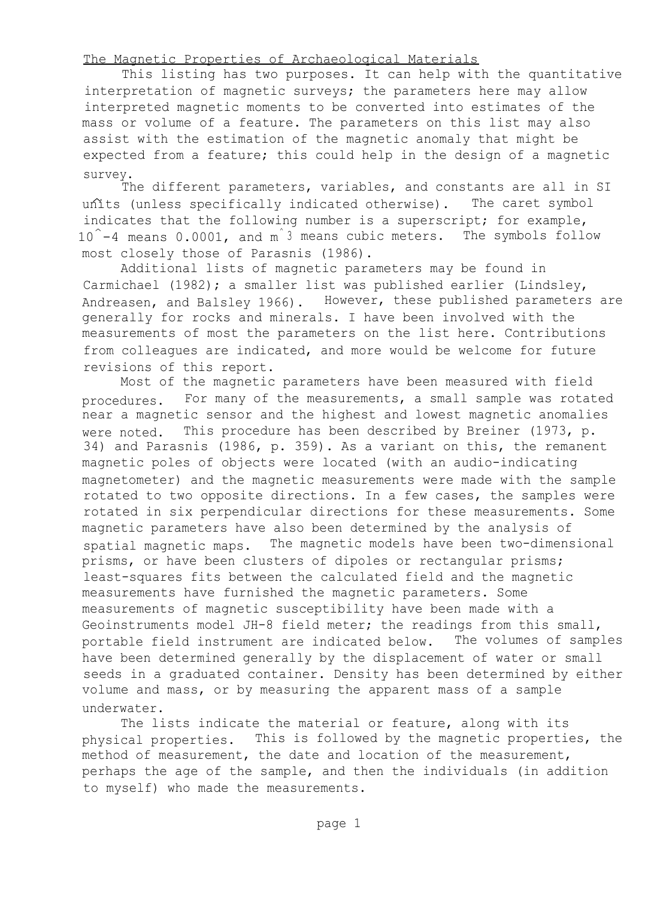# The Magnetic Properties of Archaeological Materials

This listing has two purposes. It can help with the quantitative interpretation of magnetic surveys; the parameters here may allow interpreted magnetic moments to be converted into estimates of the mass or volume of a feature. The parameters on this list may also assist with the estimation of the magnetic anomaly that might be expected from a feature; this could help in the design of a magnetic survey.

The different parameters, variables, and constants are all in SI units (unless specifically indicated otherwise). The caret symbol indicates that the following number is a superscript; for example, 10^-4 means 0.0001, and m^3 means cubic meters. The symbols follow most closely those of Parasnis (1986).

Additional lists of magnetic parameters may be found in Carmichael (1982); a smaller list was published earlier (Lindsley, Andreasen, and Balsley 1966). However, these published parameters are generally for rocks and minerals. I have been involved with the measurements of most the parameters on the list here. Contributions from colleagues are indicated, and more would be welcome for future revisions of this report.

Most of the magnetic parameters have been measured with field procedures. For many of the measurements, a small sample was rotated near a magnetic sensor and the highest and lowest magnetic anomalies were noted. This procedure has been described by Breiner (1973, p. 34) and Parasnis (1986, p. 359). As a variant on this, the remanent magnetic poles of objects were located (with an audio-indicating magnetometer) and the magnetic measurements were made with the sample rotated to two opposite directions. In a few cases, the samples were rotated in six perpendicular directions for these measurements. Some magnetic parameters have also been determined by the analysis of spatial magnetic maps. The magnetic models have been two-dimensional prisms, or have been clusters of dipoles or rectangular prisms; least-squares fits between the calculated field and the magnetic measurements have furnished the magnetic parameters. Some measurements of magnetic susceptibility have been made with a Geoinstruments model JH-8 field meter; the readings from this small, portable field instrument are indicated below. The volumes of samples have been determined generally by the displacement of water or small seeds in a graduated container. Density has been determined by either volume and mass, or by measuring the apparent mass of a sample underwater.

The lists indicate the material or feature, along with its physical properties. This is followed by the magnetic properties, the method of measurement, the date and location of the measurement, perhaps the age of the sample, and then the individuals (in addition to myself) who made the measurements.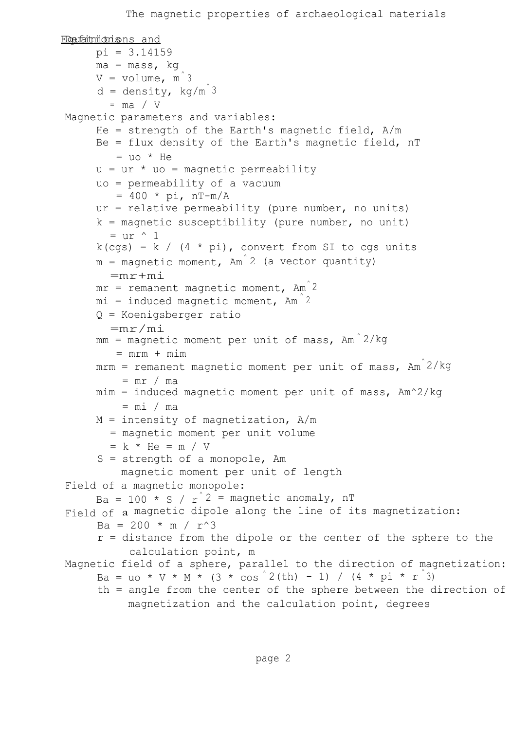# The magnetic properties of archaeological materials

## Definitions and Equations

- $pi = 3.14159$
- $ma$ = mass, kg
- $V$ = volume, $m^3$
- $d$ = density, $kg/m^3$
  - $= ma / V$

Magnetic parameters and variables:

- $He$ = strength of the Earth's magnetic field, A/m
- $Be$ = flux density of the Earth's magnetic field, nT
  - $= uo * He$
- $u = ur * uo$ = magnetic permeability
- $uo$ = permeability of a vacuum
  - $= 400 * pi$, nT-m/A
- $ur$ = relative permeability (pure number, no units)
- $k$ = magnetic susceptibility (pure number, no unit)
  - $= ur ^ 1$
- $k(cgs) = k / (4 * pi)$, convert from SI to cgs units
- $m$ = magnetic moment, $Am^2$ (a vector quantity)
  - $= mr + mi$
- $mr$ = remanent magnetic moment, $Am^2$
- $mi$ = induced magnetic moment, $Am^2$
- $Q$ = Koenigsberger ratio
  - $= mr / mi$
- $mm$ = magnetic moment per unit of mass, $Am^2/kg$
  - $= mrm + mim$
- $mrm$ = remanent magnetic moment per unit of mass, $Am^2/kg$
  - $= mr / ma$
- $mim$ = induced magnetic moment per unit of mass, $Am^2/kg$
  - $= mi / ma$
- $M$ = intensity of magnetization, A/m
  - = magnetic moment per unit volume
  - $= k * He = m / V$
- $S$ = strength of a monopole, Am
  - magnetic moment per unit of length

Field of a magnetic monopole:

- $Ba = 100 * S / r^2$ = magnetic anomaly, nT

Field of a magnetic dipole along the line of its magnetization:

- $Ba = 200 * m / r^3$
- $r$ = distance from the dipole or the center of the sphere to the calculation point, m

Magnetic field of a sphere, parallel to the direction of magnetization:

- $Ba = uo * V * M * (3 * \cos^2(th) - 1) / (4 * pi * r^3)$
- $th$ = angle from the center of the sphere between the direction of magnetization and the calculation point, degrees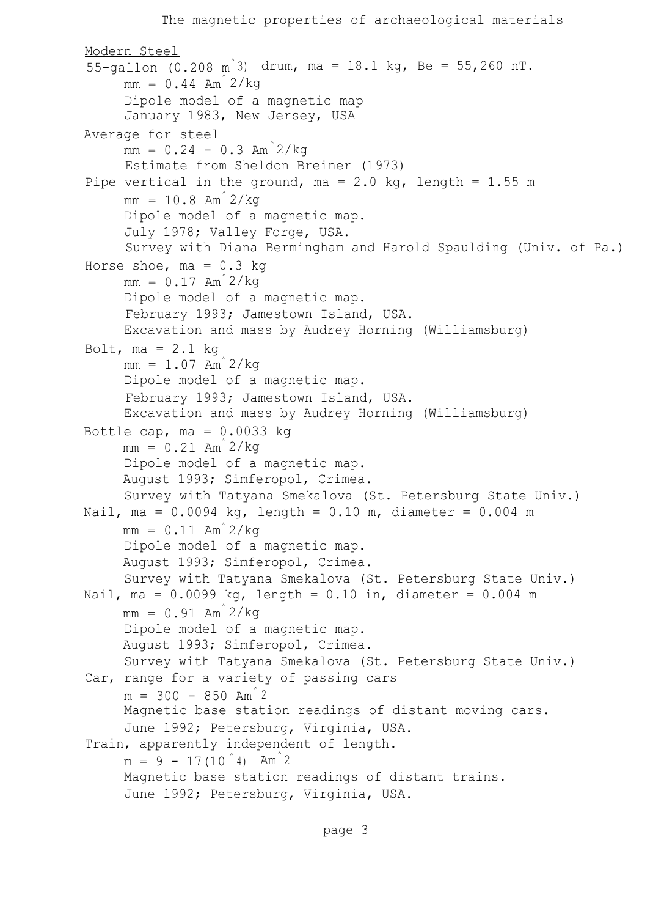Modern Steel

55-gallon ($0.208\ m^3$) drum, ma = 18.1 kg, Be = 55,260 nT.
- mm = 0.44 $Am^2/kg$
- Dipole model of a magnetic map
- January 1983, New Jersey, USA

Average for steel
- mm = 0.24 - 0.3 $Am^2/kg$
- Estimate from Sheldon Breiner (1973)

Pipe vertical in the ground, ma = 2.0 kg, length = 1.55 m
- mm = 10.8 $Am^2/kg$
- Dipole model of a magnetic map.
- July 1978; Valley Forge, USA.
- Survey with Diana Bermingham and Harold Spaulding (Univ. of Pa.)

Horse shoe, ma = 0.3 kg
- mm = 0.17 $Am^2/kg$
- Dipole model of a magnetic map.
- February 1993; Jamestown Island, USA.
- Excavation and mass by Audrey Horning (Williamsburg)

Bolt, ma = 2.1 kg
- mm = 1.07 $Am^2/kg$
- Dipole model of a magnetic map.
- February 1993; Jamestown Island, USA.
- Excavation and mass by Audrey Horning (Williamsburg)

Bottle cap, ma = 0.0033 kg
- mm = 0.21 $Am^2/kg$
- Dipole model of a magnetic map.
- August 1993; Simferopol, Crimea.
- Survey with Tatyana Smekalova (St. Petersburg State Univ.)

Nail, ma = 0.0094 kg, length = 0.10 m, diameter = 0.004 m
- mm = 0.11 $Am^2/kg$
- Dipole model of a magnetic map.
- August 1993; Simferopol, Crimea.
- Survey with Tatyana Smekalova (St. Petersburg State Univ.)

Nail, ma = 0.0099 kg, length = 0.10 in, diameter = 0.004 m
- mm = 0.91 $Am^2/kg$
- Dipole model of a magnetic map.
- August 1993; Simferopol, Crimea.
- Survey with Tatyana Smekalova (St. Petersburg State Univ.)

Car, range for a variety of passing cars
- m = 300 - 850 $Am^2$
- Magnetic base station readings of distant moving cars.
- June 1992; Petersburg, Virginia, USA.

Train, apparently independent of length.
- m = 9 - 17($10^4$) $Am^2$
- Magnetic base station readings of distant trains.
- June 1992; Petersburg, Virginia, USA.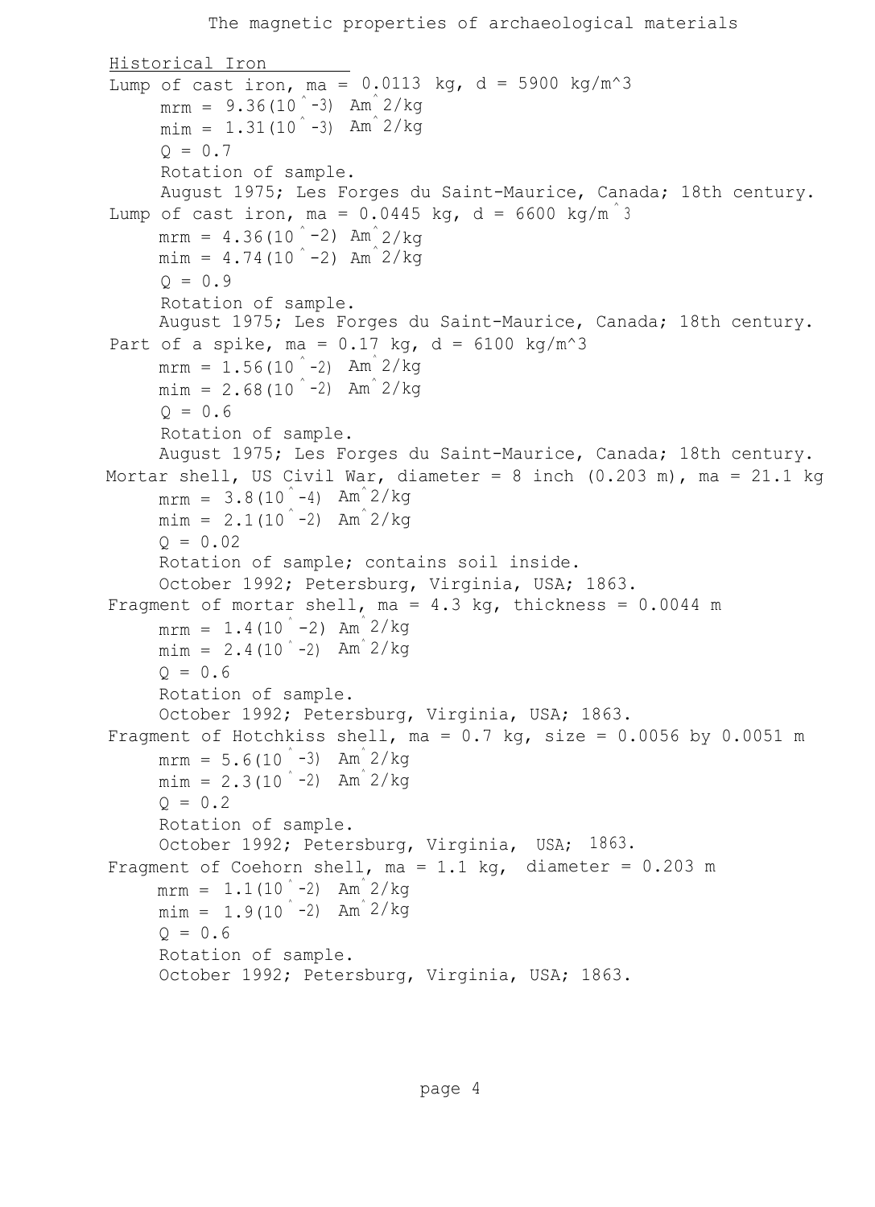The magnetic properties of archaeological materials

Historical Iron

Lump of cast iron, $m_a = 0.0113$ kg, $d = 5900$ kg/m$^3$

- $m_{rm} = 9.36(10^{-3})$ Am$^2$/kg
- $m_{im} = 1.31(10^{-3})$ Am$^2$/kg
- $Q = 0.7$
- Rotation of sample.
- August 1975; Les Forges du Saint-Maurice, Canada; 18th century.

Lump of cast iron, $m_a = 0.0445$ kg, $d = 6600$ kg/m$^3$

- $m_{rm} = 4.36(10^{-2})$ Am$^2$/kg
- $m_{im} = 4.74(10^{-2})$ Am$^2$/kg
- $Q = 0.9$
- Rotation of sample.
- August 1975; Les Forges du Saint-Maurice, Canada; 18th century.

Part of a spike, $m_a = 0.17$ kg, $d = 6100$ kg/m$^3$

- $m_{rm} = 1.56(10^{-2})$ Am$^2$/kg
- $m_{im} = 2.68(10^{-2})$ Am$^2$/kg
- $Q = 0.6$
- Rotation of sample.
- August 1975; Les Forges du Saint-Maurice, Canada; 18th century.

Mortar shell, US Civil War, diameter = 8 inch (0.203 m), $m_a = 21.1$ kg

- $m_{rm} = 3.8(10^{-4})$ Am$^2$/kg
- $m_{im} = 2.1(10^{-2})$ Am$^2$/kg
- $Q = 0.02$
- Rotation of sample; contains soil inside.
- October 1992; Petersburg, Virginia, USA; 1863.

Fragment of mortar shell, $m_a = 4.3$ kg, thickness = 0.0044 m

- $m_{rm} = 1.4(10^{-2})$ Am$^2$/kg
- $m_{im} = 2.4(10^{-2})$ Am$^2$/kg
- $Q = 0.6$
- Rotation of sample.
- October 1992; Petersburg, Virginia, USA; 1863.

Fragment of Hotchkiss shell, $m_a = 0.7$ kg, size = 0.0056 by 0.0051 m

- $m_{rm} = 5.6(10^{-3})$ Am$^2$/kg
- $m_{im} = 2.3(10^{-2})$ Am$^2$/kg
- $Q = 0.2$
- Rotation of sample.
- October 1992; Petersburg, Virginia, USA; 1863.

Fragment of Coehorn shell, $m_a = 1.1$ kg, diameter = 0.203 m

- $m_{rm} = 1.1(10^{-2})$ Am$^2$/kg
- $m_{im} = 1.9(10^{-2})$ Am$^2$/kg
- $Q = 0.6$
- Rotation of sample.
- October 1992; Petersburg, Virginia, USA; 1863.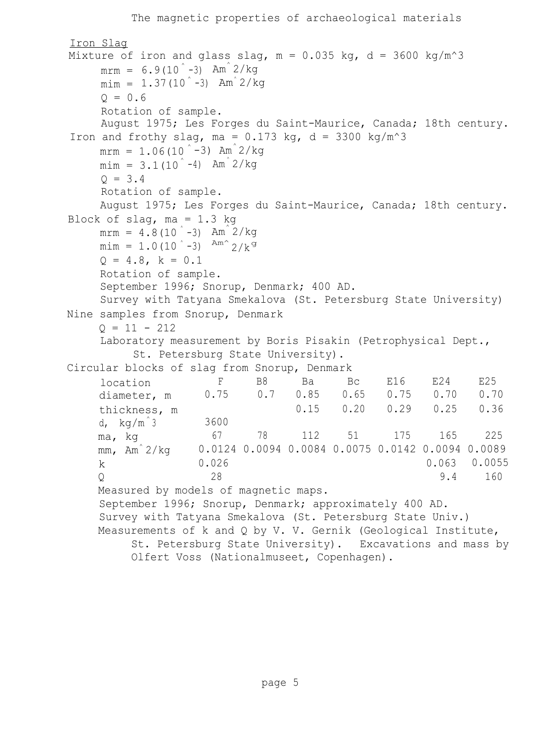## Iron Slag

Mixture of iron and glass slag, $m = 0.035$ kg, $d = 3600\ kg/m^3$

- $mrm = 6.9(10^{-3})\ Am^2/kg$
- $mim = 1.37(10^{-3})\ Am^2/kg$
- $Q = 0.6$
- Rotation of sample.
- August 1975; Les Forges du Saint-Maurice, Canada; 18th century.

Iron and frothy slag, $ma = 0.173$ kg, $d = 3300\ kg/m^3$

- $mrm = 1.06(10^{-3})\ Am^2/kg$
- $mim = 3.1(10^{-4})\ Am^2/kg$
- $Q = 3.4$
- Rotation of sample.
- August 1975; Les Forges du Saint-Maurice, Canada; 18th century.

Block of slag, $ma = 1.3$ kg

- $mrm = 4.8(10^{-3})\ Am^2/kg$
- $mim = 1.0(10^{-3})\ Am^2/kg$
- $Q = 4.8$, $k = 0.1$
- Rotation of sample.
- September 1996; Snorup, Denmark; 400 AD.
- Survey with Tatyana Smekalova (St. Petersburg State University)

Nine samples from Snorup, Denmark

- $Q = 11 - 212$
- Laboratory measurement by Boris Pisakin (Petrophysical Dept., St. Petersburg State University).

Circular blocks of slag from Snorup, Denmark

| location | F | B8 | Ba | Bc | E16 | E24 | E25 |
|---|---|---|---|---|---|---|---|
| diameter, m | 0.75 | 0.7 | 0.85 | 0.65 | 0.75 | 0.70 | 0.70 |
| thickness, m | | | 0.15 | 0.20 | 0.29 | 0.25 | 0.36 |
| d, $kg/m^3$ | 3600 | | | | | | |
| ma, kg | 67 | 78 | 112 | 51 | 175 | 165 | 225 |
| mm, $Am^2/kg$ | 0.0124 | 0.0094 | 0.0084 | 0.0075 | 0.0142 | 0.0094 | 0.0089 |
| k | 0.026 | | | | | 0.063 | 0.0055 |
| Q | 28 | | | | | 9.4 | 160 |

Measured by models of magnetic maps.

September 1996; Snorup, Denmark; approximately 400 AD.

Survey with Tatyana Smekalova (St. Petersburg State Univ.)

Measurements of k and Q by V. V. Gernik (Geological Institute, St. Petersburg State University). Excavations and mass by Olfert Voss (Nationalmuseet, Copenhagen).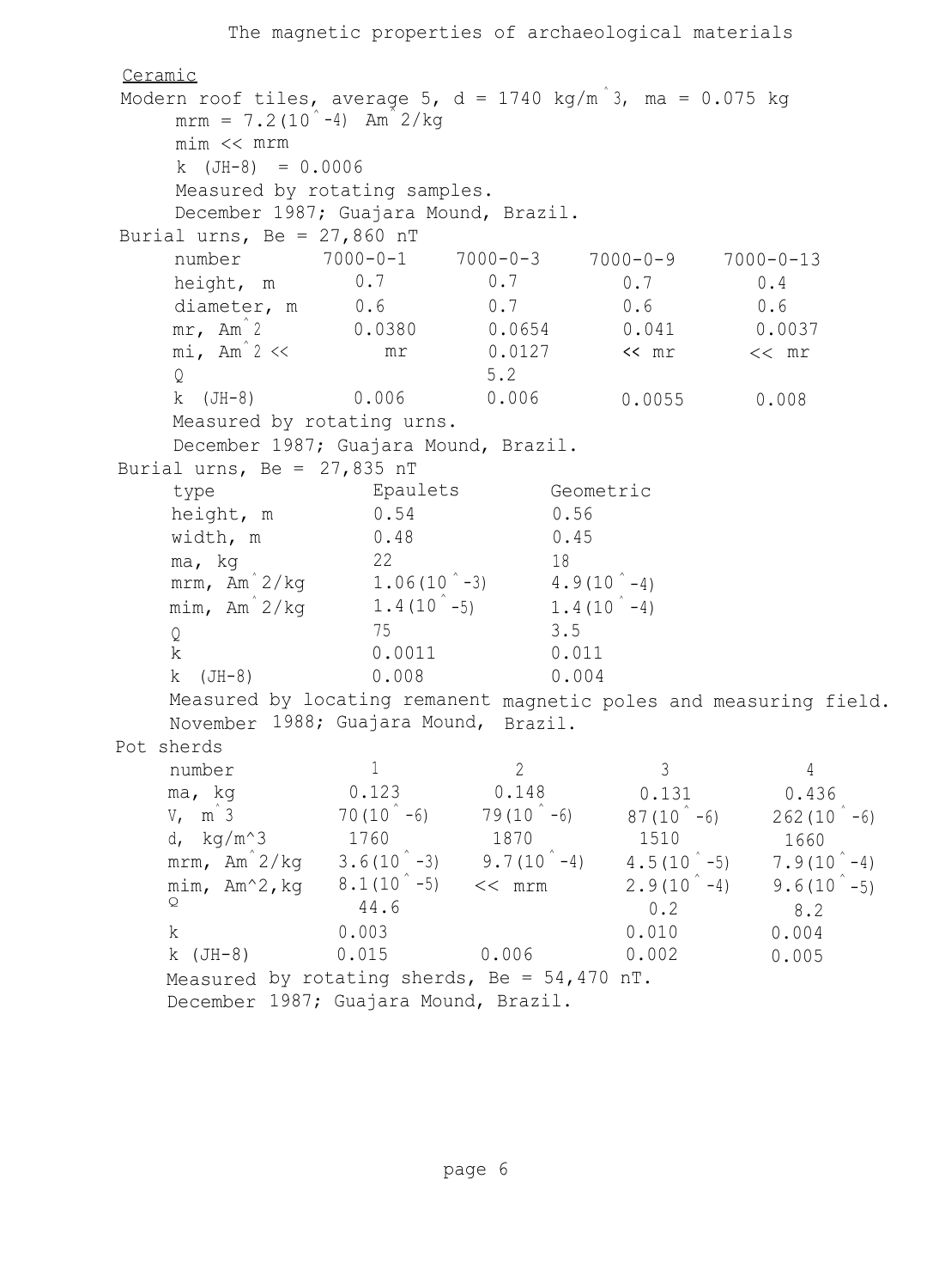# The magnetic properties of archaeological materials

## Ceramic

Modern roof tiles, average 5, d = 1740 kg/$m^3$, ma = 0.075 kg

mrm = 7.2($10^{-4}$) $Am^2$/kg

mim << mrm

k (JH-8) = 0.0006

Measured by rotating samples.

December 1987; Guajara Mound, Brazil.

Burial urns, Be = 27,860 nT

| number | 7000-0-1 | 7000-0-3 | 7000-0-9 | 7000-0-13 |
|---|---|---|---|---|
| height, m | 0.7 | 0.7 | 0.7 | 0.4 |
| diameter, m | 0.6 | 0.7 | 0.6 | 0.6 |
| mr, $Am^2$ | 0.0380 | 0.0654 | 0.041 | 0.0037 |
| mi, $Am^2$ | << mr | 0.0127 | << mr | << mr |
| Q | | 5.2 | | |
| k (JH-8) | 0.006 | 0.006 | 0.0055 | 0.008 |

Measured by rotating urns.

December 1987; Guajara Mound, Brazil.

Burial urns, Be = 27,835 nT

| type | Epaulets | Geometric |
|---|---|---|
| height, m | 0.54 | 0.56 |
| width, m | 0.48 | 0.45 |
| ma, kg | 22 | 18 |
| mrm, $Am^2$/kg | 1.06($10^{-3}$) | 4.9($10^{-4}$) |
| mim, $Am^2$/kg | 1.4($10^{-5}$) | 1.4($10^{-4}$) |
| Q | 75 | 3.5 |
| k | 0.0011 | 0.011 |
| k (JH-8) | 0.008 | 0.004 |

Measured by locating remanent magnetic poles and measuring field.

November 1988; Guajara Mound, Brazil.

Pot sherds

| number | 1 | 2 | 3 | 4 |
|---|---|---|---|---|
| ma, kg | 0.123 | 0.148 | 0.131 | 0.436 |
| V, $m^3$ | 70($10^{-6}$) | 79($10^{-6}$) | 87($10^{-6}$) | 262($10^{-6}$) |
| d, kg/$m^3$ | 1760 | 1870 | 1510 | 1660 |
| mrm, $Am^2$/kg | 3.6($10^{-3}$) | 9.7($10^{-4}$) | 4.5($10^{-5}$) | 7.9($10^{-4}$) |
| mim, $Am^2$,kg | 8.1($10^{-5}$) | << mrm | 2.9($10^{-4}$) | 9.6($10^{-5}$) |
| Q | 44.6 | | 0.2 | 8.2 |
| k | 0.003 | | 0.010 | 0.004 |
| k (JH-8) | 0.015 | 0.006 | 0.002 | 0.005 |

Measured by rotating sherds, Be = 54,470 nT.

December 1987; Guajara Mound, Brazil.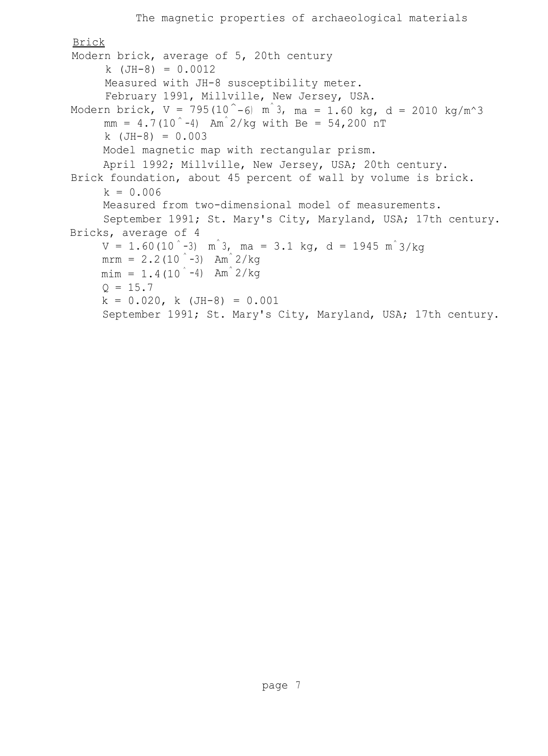## Brick

Modern brick, average of 5, 20th century

  $k$ (JH-8) = 0.0012

  Measured with JH-8 susceptibility meter.

  February 1991, Millville, New Jersey, USA.

Modern brick, $V = 795(10^{-6})$ $m^3$, ma = 1.60 kg, d = 2010 $kg/m^3$

  mm = $4.7(10^{-4})$ $Am^2/kg$ with Be = 54,200 nT

  $k$ (JH-8) = 0.003

  Model magnetic map with rectangular prism.

  April 1992; Millville, New Jersey, USA; 20th century.

Brick foundation, about 45 percent of wall by volume is brick.

  $k = 0.006$

  Measured from two-dimensional model of measurements.

  September 1991; St. Mary's City, Maryland, USA; 17th century.

Bricks, average of 4

  $V = 1.60(10^{-3})$ $m^3$, ma = 3.1 kg, d = 1945 $m^3/kg$

  mrm = $2.2(10^{-3})$ $Am^2/kg$

  mim = $1.4(10^{-4})$ $Am^2/kg$

  $Q = 15.7$

  $k = 0.020$, $k$ (JH-8) = 0.001

  September 1991; St. Mary's City, Maryland, USA; 17th century.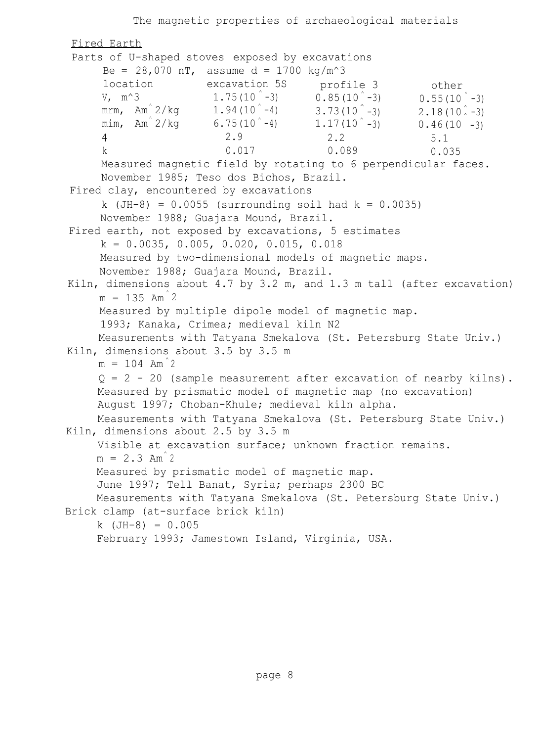## Fired Earth

Parts of U-shaped stoves exposed by excavations

$B_e$ = 28,070 nT, assume d = 1700 kg/m^3

| location | excavation 5S | profile 3 | other |
|---|---|---|---|
| V, m^3 | $1.75(10^{-3})$ | $0.85(10^{-3})$ | $0.55(10^{-3})$ |
| mrm, Am^2/kg | $1.94(10^{-4})$ | $3.73(10^{-3})$ | $2.18(10^{-3})$ |
| mim, Am^2/kg | $6.75(10^{-4})$ | $1.17(10^{-3})$ | $0.46(10^{-3})$ |
| 4 | 2.9 | 2.2 | 5.1 |
| k | 0.017 | 0.089 | 0.035 |

Measured magnetic field by rotating to 6 perpendicular faces.
November 1985; Teso dos Bichos, Brazil.

Fired clay, encountered by excavations

k (JH-8) = 0.0055 (surrounding soil had k = 0.0035)
November 1988; Guajara Mound, Brazil.

Fired earth, not exposed by excavations, 5 estimates

k = 0.0035, 0.005, 0.020, 0.015, 0.018
Measured by two-dimensional models of magnetic maps.
November 1988; Guajara Mound, Brazil.

Kiln, dimensions about 4.7 by 3.2 m, and 1.3 m tall (after excavation)

m = 135 $Am^2$
Measured by multiple dipole model of magnetic map.
1993; Kanaka, Crimea; medieval kiln N2
Measurements with Tatyana Smekalova (St. Petersburg State Univ.)

Kiln, dimensions about 3.5 by 3.5 m

m = 104 $Am^2$
Q = 2 - 20 (sample measurement after excavation of nearby kilns).
Measured by prismatic model of magnetic map (no excavation)
August 1997; Choban-Khule; medieval kiln alpha.
Measurements with Tatyana Smekalova (St. Petersburg State Univ.)

Kiln, dimensions about 2.5 by 3.5 m

Visible at excavation surface; unknown fraction remains.
m = 2.3 $Am^2$
Measured by prismatic model of magnetic map.
June 1997; Tell Banat, Syria; perhaps 2300 BC
Measurements with Tatyana Smekalova (St. Petersburg State Univ.)

Brick clamp (at-surface brick kiln)

k (JH-8) = 0.005
February 1993; Jamestown Island, Virginia, USA.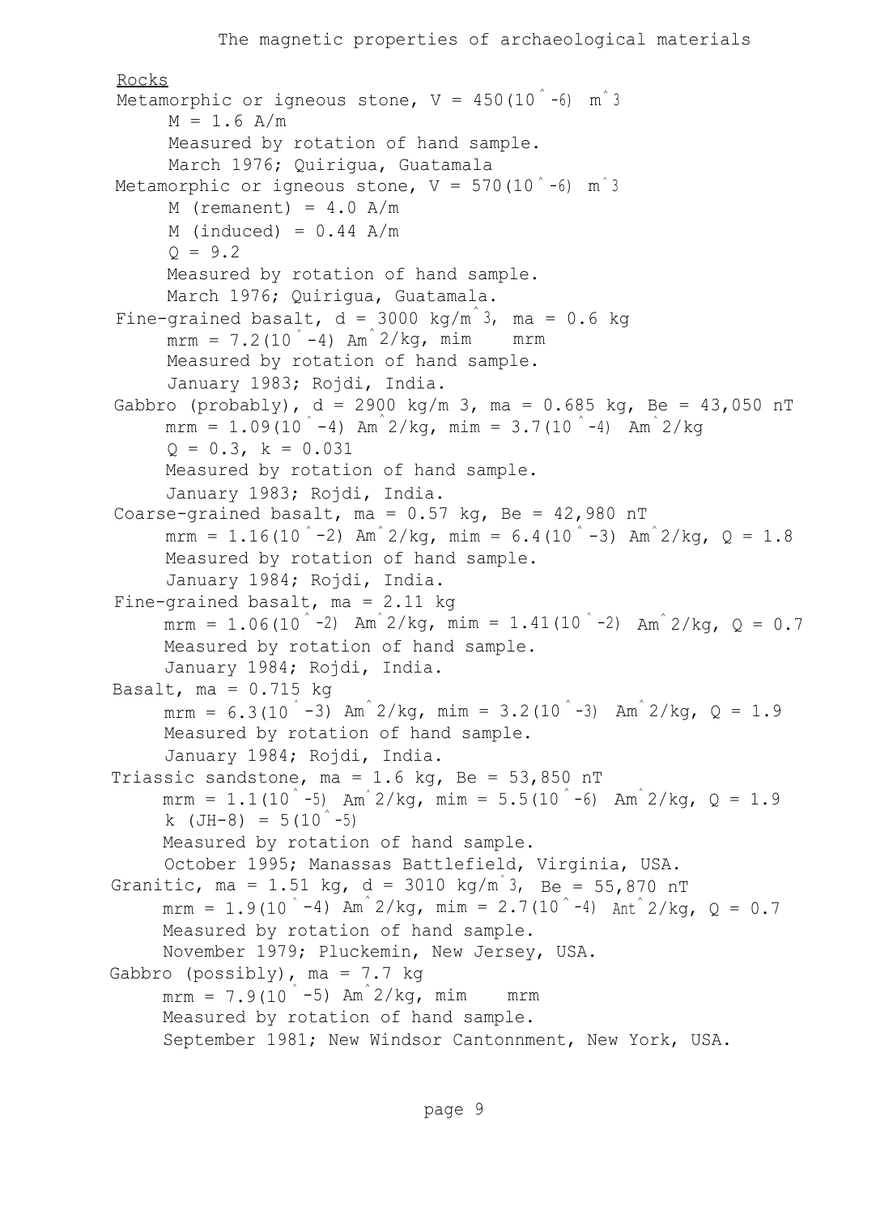Rocks

Metamorphic or igneous stone, $V = 450(10^{-6})\ m^3$
$M = 1.6$ A/m
Measured by rotation of hand sample.
March 1976; Quirigua, Guatamala

Metamorphic or igneous stone, $V = 570(10^{-6})\ m^3$
M (remanent) = 4.0 A/m
M (induced) = 0.44 A/m
$Q = 9.2$
Measured by rotation of hand sample.
March 1976; Quirigua, Guatamala.

Fine-grained basalt, $d = 3000\ kg/m^3$, ma = 0.6 kg
mrm = $7.2(10^{-4})\ Am^2/kg$, mim mrm
Measured by rotation of hand sample.
January 1983; Rojdi, India.

Gabbro (probably), $d = 2900$ kg/m 3, ma = 0.685 kg, Be = 43,050 nT
mrm = $1.09(10^{-4})\ Am^2/kg$, mim = $3.7(10^{-4})\ Am^2/kg$
$Q = 0.3$, $k = 0.031$
Measured by rotation of hand sample.
January 1983; Rojdi, India.

Coarse-grained basalt, ma = 0.57 kg, Be = 42,980 nT
mrm = $1.16(10^{-2})\ Am^2/kg$, mim = $6.4(10^{-3})\ Am^2/kg$, $Q = 1.8$
Measured by rotation of hand sample.
January 1984; Rojdi, India.

Fine-grained basalt, ma = 2.11 kg
mrm = $1.06(10^{-2})\ Am^2/kg$, mim = $1.41(10^{-2})\ Am^2/kg$, $Q = 0.7$
Measured by rotation of hand sample.
January 1984; Rojdi, India.

Basalt, ma = 0.715 kg
mrm = $6.3(10^{-3})\ Am^2/kg$, mim = $3.2(10^{-3})\ Am^2/kg$, $Q = 1.9$
Measured by rotation of hand sample.
January 1984; Rojdi, India.

Triassic sandstone, ma = 1.6 kg, Be = 53,850 nT
mrm = $1.1(10^{-5})\ Am^2/kg$, mim = $5.5(10^{-6})\ Am^2/kg$, $Q = 1.9$
k (JH-8) = $5(10^{-5})$
Measured by rotation of hand sample.
October 1995; Manassas Battlefield, Virginia, USA.

Granitic, ma = 1.51 kg, $d = 3010\ kg/m^3$, Be = 55,870 nT
mrm = $1.9(10^{-4})\ Am^2/kg$, mim = $2.7(10^{-4})\ Ant^2/kg$, $Q = 0.7$
Measured by rotation of hand sample.
November 1979; Pluckemin, New Jersey, USA.

Gabbro (possibly), ma = 7.7 kg
mrm = $7.9(10^{-5})\ Am^2/kg$, mim mrm
Measured by rotation of hand sample.
September 1981; New Windsor Cantonnment, New York, USA.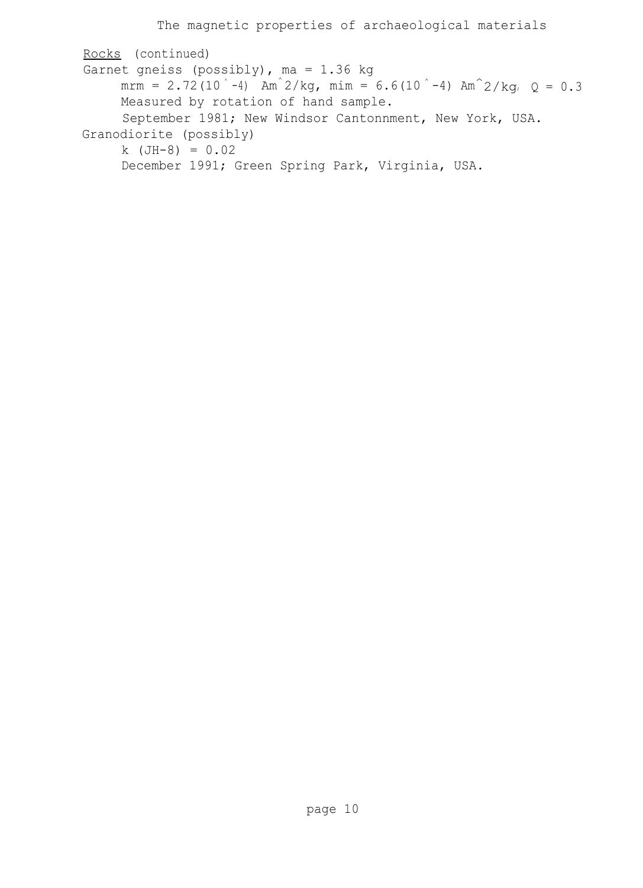Rocks (continued)

Garnet gneiss (possibly), $m_a = 1.36$ kg

$m_{rm} = 2.72(10^{-4})$ $Am^2/kg$, $m_{im} = 6.6(10^{-4})$ $Am^2/kg$, $Q = 0.3$

Measured by rotation of hand sample.

September 1981; New Windsor Cantonnment, New York, USA.

Granodiorite (possibly)

k (JH-8) = 0.02

December 1991; Green Spring Park, Virginia, USA.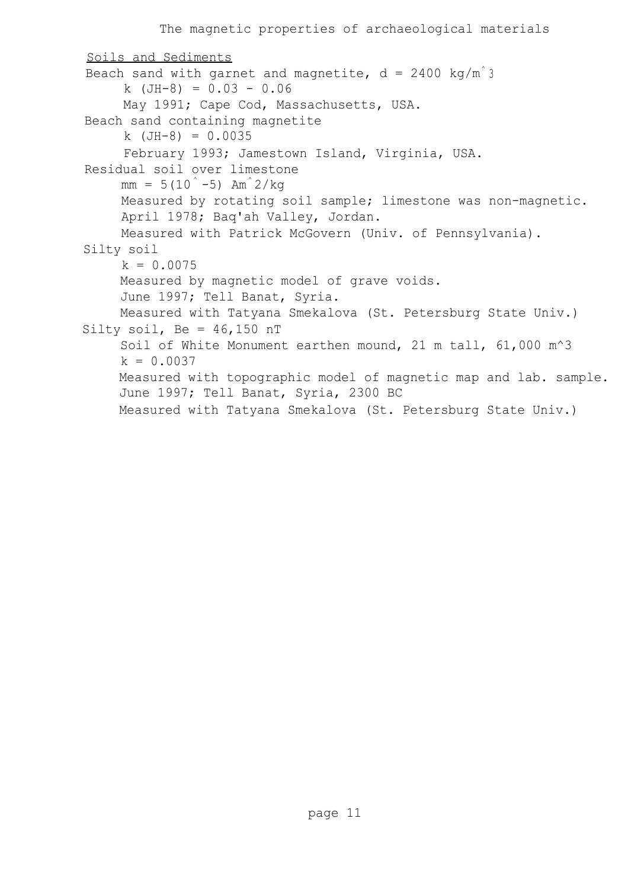## Soils and Sediments

Beach sand with garnet and magnetite, $d = 2400\ kg/m^3$

$k$ (JH-8) = 0.03 - 0.06

May 1991; Cape Cod, Massachusetts, USA.

Beach sand containing magnetite

$k$ (JH-8) = 0.0035

February 1993; Jamestown Island, Virginia, USA.

Residual soil over limestone

$mm = 5(10^{-5})\ Am^2/kg$

Measured by rotating soil sample; limestone was non-magnetic.

April 1978; Baq'ah Valley, Jordan.

Measured with Patrick McGovern (Univ. of Pennsylvania).

Silty soil

$k = 0.0075$

Measured by magnetic model of grave voids.

June 1997; Tell Banat, Syria.

Measured with Tatyana Smekalova (St. Petersburg State Univ.)

Silty soil, $Be = 46{,}150$ nT

Soil of White Monument earthen mound, 21 m tall, 61,000 $m^3$

$k = 0.0037$

Measured with topographic model of magnetic map and lab. sample.

June 1997; Tell Banat, Syria, 2300 BC

Measured with Tatyana Smekalova (St. Petersburg State Univ.)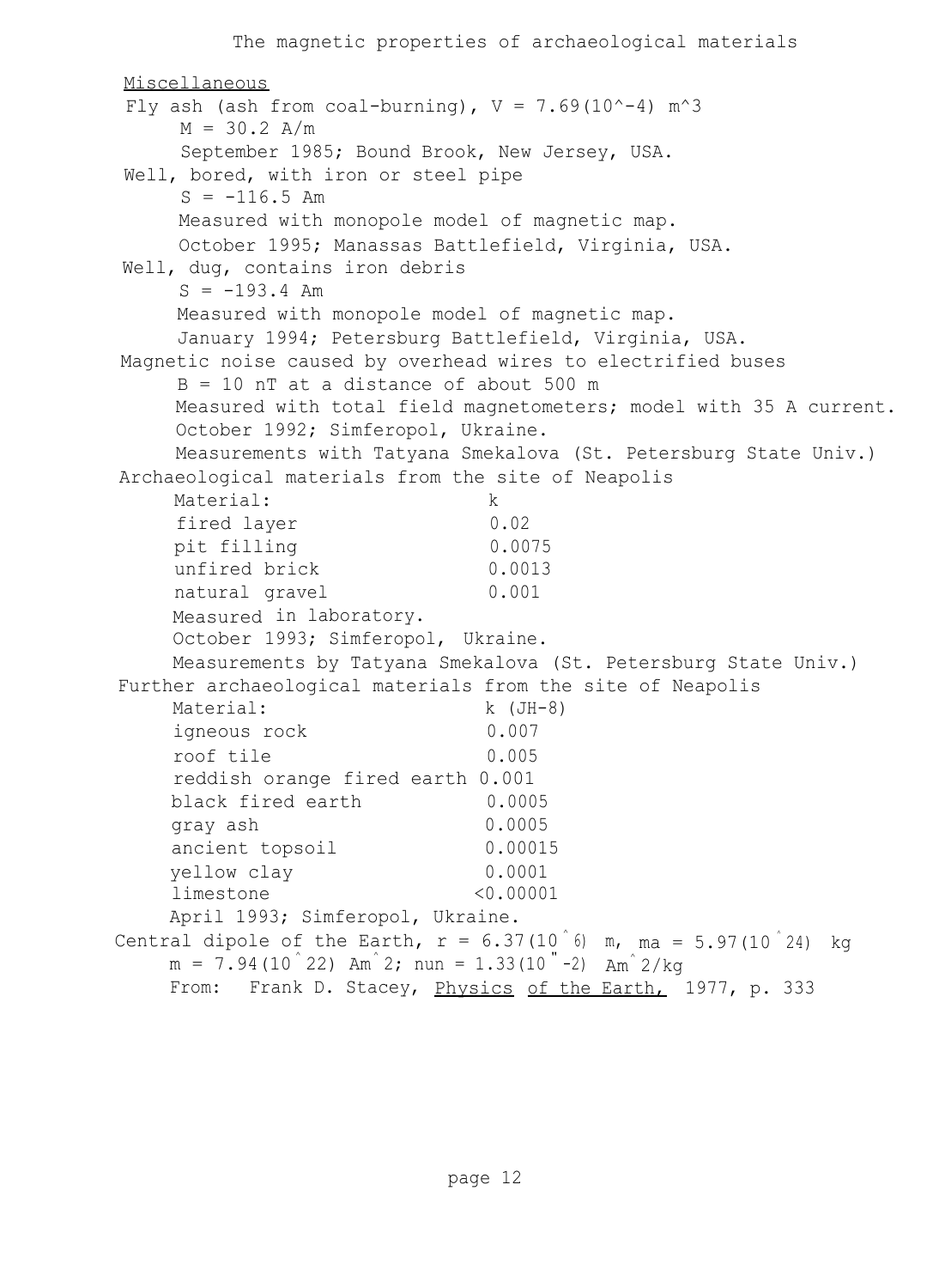<u>Miscellaneous</u>

Fly ash (ash from coal-burning), $V = 7.69(10^{-4})$ m$^3$

$M = 30.2$ A/m

September 1985; Bound Brook, New Jersey, USA.

Well, bored, with iron or steel pipe

$S = -116.5$ Am

Measured with monopole model of magnetic map.

October 1995; Manassas Battlefield, Virginia, USA.

Well, dug, contains iron debris

$S = -193.4$ Am

Measured with monopole model of magnetic map.

January 1994; Petersburg Battlefield, Virginia, USA.

Magnetic noise caused by overhead wires to electrified buses

$B = 10$ nT at a distance of about 500 m

Measured with total field magnetometers; model with 35 A current.

October 1992; Simferopol, Ukraine.

Measurements with Tatyana Smekalova (St. Petersburg State Univ.)

Archaeological materials from the site of Neapolis

| Material: | k |
|---|---|
| fired layer | 0.02 |
| pit filling | 0.0075 |
| unfired brick | 0.0013 |
| natural gravel | 0.001 |

Measured in laboratory.

October 1993; Simferopol, Ukraine.

Measurements by Tatyana Smekalova (St. Petersburg State Univ.)

Further archaeological materials from the site of Neapolis

| Material: | k (JH-8) |
|---|---|
| igneous rock | 0.007 |
| roof tile | 0.005 |
| reddish orange fired earth | 0.001 |
| black fired earth | 0.0005 |
| gray ash | 0.0005 |
| ancient topsoil | 0.00015 |
| yellow clay | 0.0001 |
| limestone | <0.00001 |

April 1993; Simferopol, Ukraine.

Central dipole of the Earth, $r = 6.37(10^{6})$ m, $ma = 5.97(10^{24})$ kg

$m = 7.94(10^{22})$ Am$^2$; $nun = 1.33(10^{-2})$ Am$^2$/kg

From: Frank D. Stacey, <u>Physics of the Earth,</u> 1977, p. 333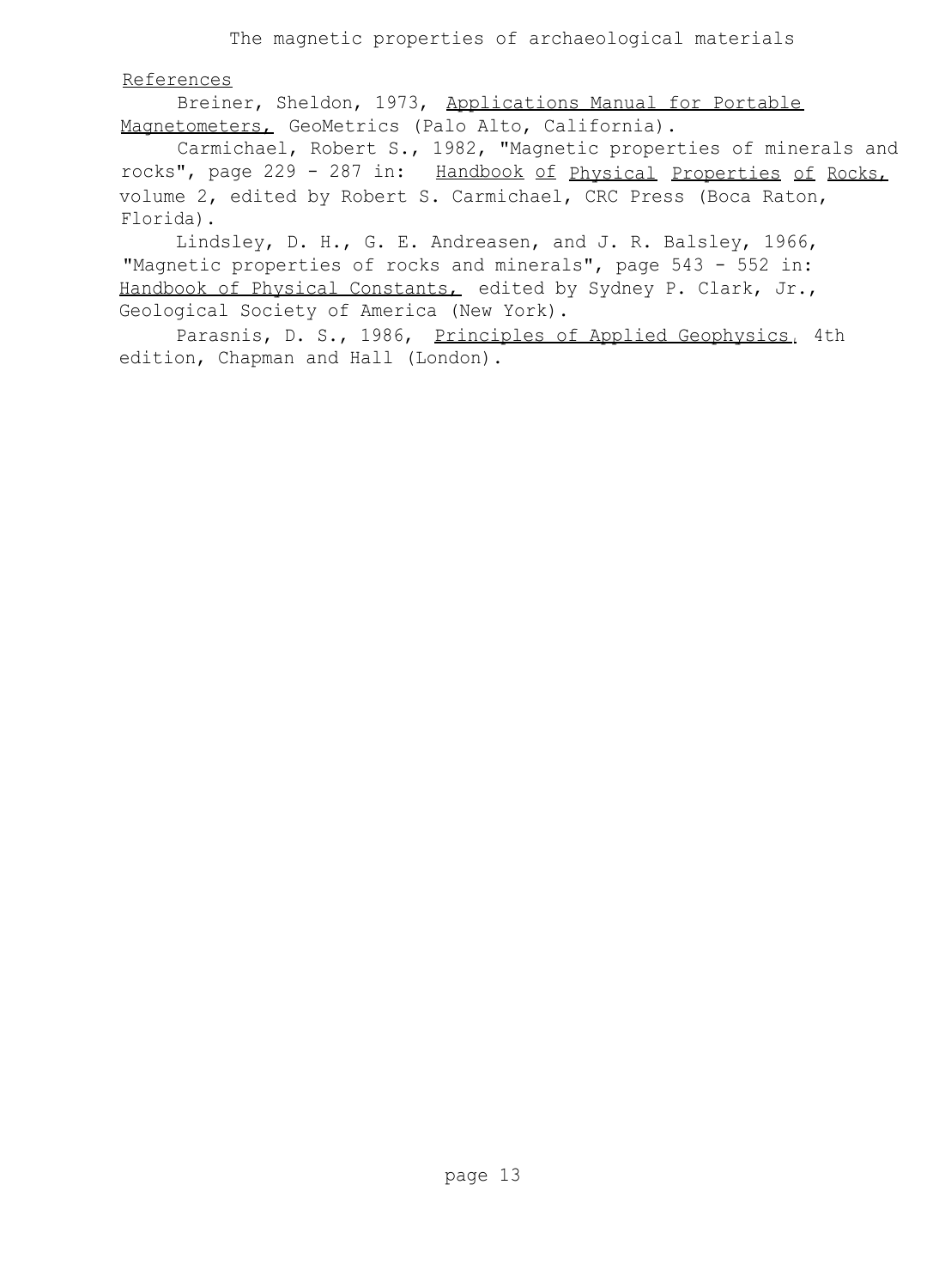## References

Breiner, Sheldon, 1973, *Applications Manual for Portable Magnetometers,* GeoMetrics (Palo Alto, California).

Carmichael, Robert S., 1982, "Magnetic properties of minerals and rocks", page 229 - 287 in: *Handbook of Physical Properties of Rocks,* volume 2, edited by Robert S. Carmichael, CRC Press (Boca Raton, Florida).

Lindsley, D. H., G. E. Andreasen, and J. R. Balsley, 1966, "Magnetic properties of rocks and minerals", page 543 - 552 in: *Handbook of Physical Constants,* edited by Sydney P. Clark, Jr., Geological Society of America (New York).

Parasnis, D. S., 1986, *Principles of Applied Geophysics,* 4th edition, Chapman and Hall (London).